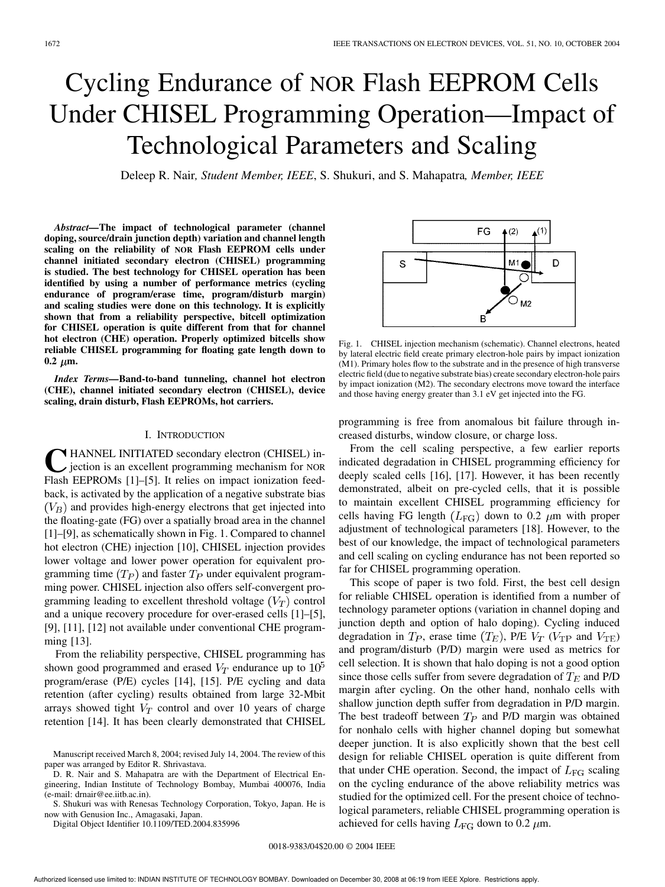# Cycling Endurance of NOR Flash EEPROM Cells Under CHISEL Programming Operation—Impact of Technological Parameters and Scaling

Deleep R. Nair, *Student Member, IEEE*, S. Shukuri, and S. Mahapatra, *Member, IEEE*

***Abstract*—The impact of technological parameter (channel doping, source/drain junction depth) variation and channel length scaling on the reliability of NOR Flash EEPROM cells under channel initiated secondary electron (CHISEL) programming is studied. The best technology for CHISEL operation has been identified by using a number of performance metrics (cycling endurance of program/erase time, program/disturb margin) and scaling studies were done on this technology. It is explicitly shown that from a reliability perspective, bitcell optimization for CHISEL operation is quite different from that for channel hot electron (CHE) operation. Properly optimized bitcells show reliable CHISEL programming for floating gate length down to 0.2 $\mu$m.**

***Index Terms*—Band-to-band tunneling, channel hot electron (CHE), channel initiated secondary electron (CHISEL), device scaling, drain disturb, Flash EEPROMs, hot carriers.**

## I. Introduction

Channel initiated secondary electron (CHISEL) injection is an excellent programming mechanism for NOR Flash EEPROMs [1]–[5]. It relies on impact ionization feedback, is activated by the application of a negative substrate bias ($V_B$) and provides high-energy electrons that get injected into the floating-gate (FG) over a spatially broad area in the channel [1]–[9], as schematically shown in Fig. 1. Compared to channel hot electron (CHE) injection [10], CHISEL injection provides lower voltage and lower power operation for equivalent programming time ($T_P$) and faster $T_P$ under equivalent programming power. CHISEL injection also offers self-convergent programming leading to excellent threshold voltage ($V_T$) control and a unique recovery procedure for over-erased cells [1]–[5], [9], [11], [12] not available under conventional CHE programming [13].

From the reliability perspective, CHISEL programming has shown good programmed and erased $V_T$ endurance up to $10^5$ program/erase (P/E) cycles [14], [15]. P/E cycling and data retention (after cycling) results obtained from large 32-Mbit arrays showed tight $V_T$ control and over 10 years of charge retention [14]. It has been clearly demonstrated that CHISEL

Fig. 1. CHISEL injection mechanism (schematic). Channel electrons, heated by lateral electric field create primary electron-hole pairs by impact ionization (M1). Primary holes flow to the substrate and in the presence of high transverse electric field (due to negative substrate bias) create secondary electron-hole pairs by impact ionization (M2). The secondary electrons move toward the interface and those having energy greater than 3.1 eV get injected into the FG.

programming is free from anomalous bit failure through increased disturbs, window closure, or charge loss.

From the cell scaling perspective, a few earlier reports indicated degradation in CHISEL programming efficiency for deeply scaled cells [16], [17]. However, it has been recently demonstrated, albeit on pre-cycled cells, that it is possible to maintain excellent CHISEL programming efficiency for cells having FG length ($L_{FG}$) down to 0.2 $\mu$m with proper adjustment of technological parameters [18]. However, to the best of our knowledge, the impact of technological parameters and cell scaling on cycling endurance has not been reported so far for CHISEL programming operation.

This scope of paper is two fold. First, the best cell design for reliable CHISEL operation is identified from a number of technology parameter options (variation in channel doping and junction depth and option of halo doping). Cycling induced degradation in $T_P$, erase time ($T_E$), P/E $V_T$ ($V_{TP}$ and $V_{TE}$) and program/disturb (P/D) margin were used as metrics for cell selection. It is shown that halo doping is not a good option since those cells suffer from severe degradation of $T_E$ and P/D margin after cycling. On the other hand, nonhalo cells with shallow junction depth suffer from degradation in P/D margin. The best tradeoff between $T_P$ and P/D margin was obtained for nonhalo cells with higher channel doping but somewhat deeper junction. It is also explicitly shown that the best cell design for reliable CHISEL operation is quite different from that under CHE operation. Second, the impact of $L_{FG}$ scaling on the cycling endurance of the above reliability metrics was studied for the optimized cell. For the present choice of technological parameters, reliable CHISEL programming operation is achieved for cells having $L_{FG}$ down to 0.2 $\mu$m.

Manuscript received March 8, 2004; revised July 14, 2004. The review of this paper was arranged by Editor R. Shrivastava.

D. R. Nair and S. Mahapatra are with the Department of Electrical Engineering, Indian Institute of Technology Bombay, Mumbai 400076, India (e-mail: drnair@ee.iitb.ac.in).

S. Shukuri was with Renesas Technology Corporation, Tokyo, Japan. He is now with Genusion Inc., Amagasaki, Japan.

Digital Object Identifier 10.1109/TED.2004.835996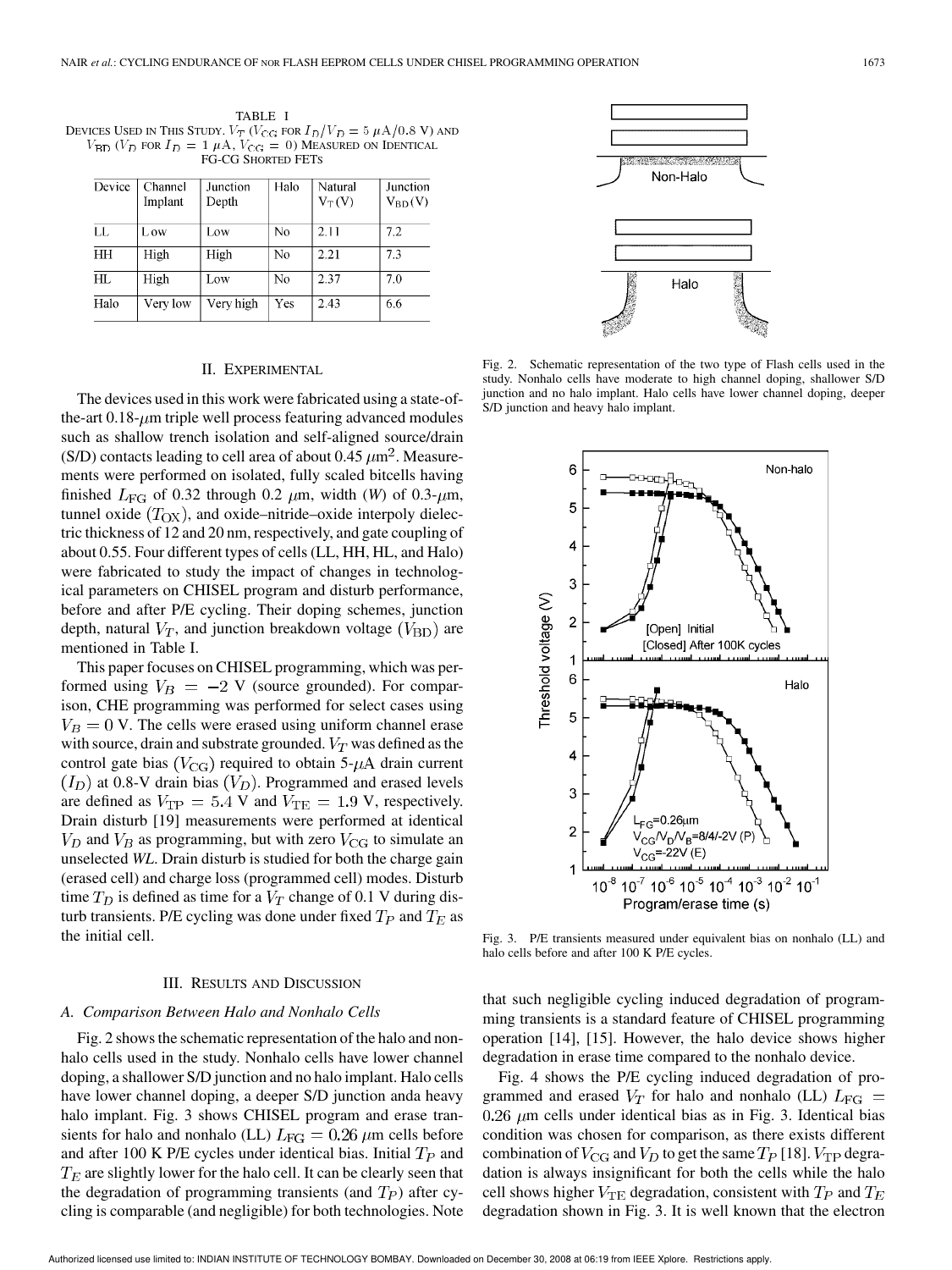TABLE I
DEVICES USED IN THIS STUDY. $V_T$ ($V_{CG}$ FOR $I_D/V_D = 5\ \mu A/0.8$ V) AND $V_{BD}$ ($V_D$ FOR $I_D = 1\ \mu A$, $V_{CG} = 0$) MEASURED ON IDENTICAL FG-CG SHORTED FETS

| Device | Channel Implant | Junction Depth | Halo | Natural $V_T$ (V) | Junction $V_{BD}$ (V) |
|---|---|---|---|---|---|
| LL | Low | Low | No | 2.11 | 7.2 |
| HH | High | High | No | 2.21 | 7.3 |
| HL | High | Low | No | 2.37 | 7.0 |
| Halo | Very low | Very high | Yes | 2.43 | 6.6 |

## II. EXPERIMENTAL

The devices used in this work were fabricated using a state-of-the-art 0.18-$\mu$m triple well process featuring advanced modules such as shallow trench isolation and self-aligned source/drain (S/D) contacts leading to cell area of about 0.45 $\mu m^2$. Measurements were performed on isolated, fully scaled bitcells having finished $L_{FG}$ of 0.32 through 0.2 $\mu$m, width ($W$) of 0.3-$\mu$m, tunnel oxide ($T_{OX}$), and oxide–nitride–oxide interpoly dielectric thickness of 12 and 20 nm, respectively, and gate coupling of about 0.55. Four different types of cells (LL, HH, HL, and Halo) were fabricated to study the impact of changes in technological parameters on CHISEL program and disturb performance, before and after P/E cycling. Their doping schemes, junction depth, natural $V_T$, and junction breakdown voltage ($V_{BD}$) are mentioned in Table I.

This paper focuses on CHISEL programming, which was performed using $V_B = -2$ V (source grounded). For comparison, CHE programming was performed for select cases using $V_B = 0$ V. The cells were erased using uniform channel erase with source, drain and substrate grounded. $V_T$ was defined as the control gate bias ($V_{CG}$) required to obtain 5-$\mu$A drain current ($I_D$) at 0.8-V drain bias ($V_D$). Programmed and erased levels are defined as $V_{TP} = 5.4$ V and $V_{TE} = 1.9$ V, respectively. Drain disturb [19] measurements were performed at identical $V_D$ and $V_B$ as programming, but with zero $V_{CG}$ to simulate an unselected *WL*. Drain disturb is studied for both the charge gain (erased cell) and charge loss (programmed cell) modes. Disturb time $T_D$ is defined as time for a $V_T$ change of 0.1 V during disturb transients. P/E cycling was done under fixed $T_P$ and $T_E$ as the initial cell.

## III. RESULTS AND DISCUSSION

### A. Comparison Between Halo and Nonhalo Cells

Fig. 2 shows the schematic representation of the halo and nonhalo cells used in the study. Nonhalo cells have lower channel doping, a shallower S/D junction and no halo implant. Halo cells have lower channel doping, a deeper S/D junction anda heavy halo implant. Fig. 3 shows CHISEL program and erase transients for halo and nonhalo (LL) $L_{FG} = 0.26\ \mu$m cells before and after 100 K P/E cycles under identical bias. Initial $T_P$ and $T_E$ are slightly lower for the halo cell. It can be clearly seen that the degradation of programming transients (and $T_P$) after cycling is comparable (and negligible) for both technologies. Note that such negligible cycling induced degradation of programming transients is a standard feature of CHISEL programming operation [14], [15]. However, the halo device shows higher degradation in erase time compared to the nonhalo device.

Fig. 2. Schematic representation of the two type of Flash cells used in the study. Nonhalo cells have moderate to high channel doping, shallower S/D junction and no halo implant. Halo cells have lower channel doping, deeper S/D junction and heavy halo implant.

Fig. 3. P/E transients measured under equivalent bias on nonhalo (LL) and halo cells before and after 100 K P/E cycles.

Fig. 4 shows the P/E cycling induced degradation of programmed and erased $V_T$ for halo and nonhalo (LL) $L_{FG} = 0.26\ \mu$m cells under identical bias as in Fig. 3. Identical bias condition was chosen for comparison, as there exists different combination of $V_{CG}$ and $V_D$ to get the same $T_P$ [18]. $V_{TP}$ degradation is always insignificant for both the cells while the halo cell shows higher $V_{TE}$ degradation, consistent with $T_P$ and $T_E$ degradation shown in Fig. 3. It is well known that the electron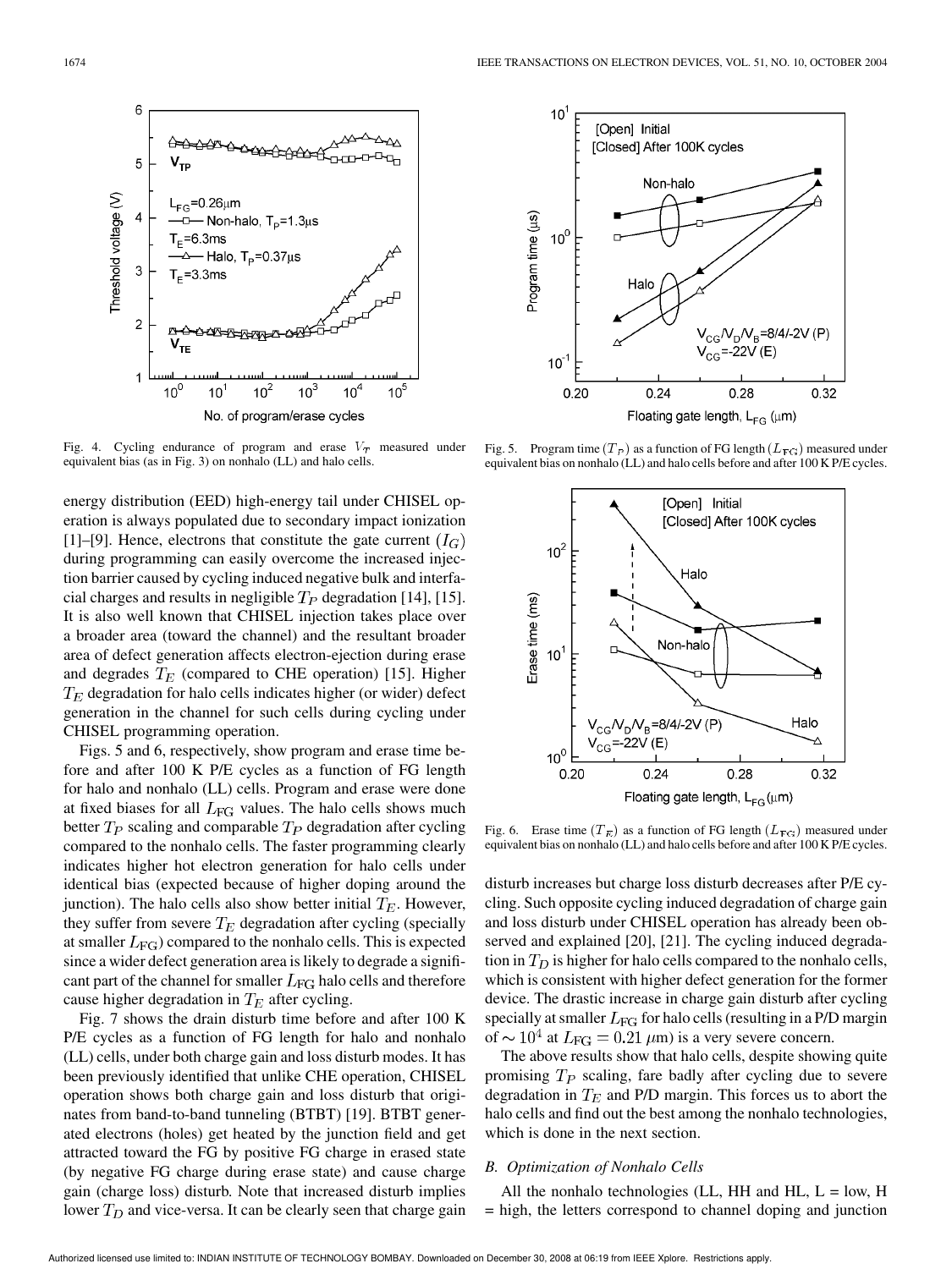Fig. 4. Cycling endurance of program and erase $V_T$ measured under equivalent bias (as in Fig. 3) on nonhalo (LL) and halo cells.

Fig. 5. Program time ($T_P$) as a function of FG length ($L_{FG}$) measured under equivalent bias on nonhalo (LL) and halo cells before and after 100 K P/E cycles.

Fig. 6. Erase time ($T_E$) as a function of FG length ($L_{FG}$) measured under equivalent bias on nonhalo (LL) and halo cells before and after 100 K P/E cycles.

energy distribution (EED) high-energy tail under CHISEL operation is always populated due to secondary impact ionization [1]–[9]. Hence, electrons that constitute the gate current ($I_G$) during programming can easily overcome the increased injection barrier caused by cycling induced negative bulk and interfacial charges and results in negligible $T_P$ degradation [14], [15]. It is also well known that CHISEL injection takes place over a broader area (toward the channel) and the resultant broader area of defect generation affects electron-ejection during erase and degrades $T_E$ (compared to CHE operation) [15]. Higher $T_E$ degradation for halo cells indicates higher (or wider) defect generation in the channel for such cells during cycling under CHISEL programming operation.

Figs. 5 and 6, respectively, show program and erase time before and after 100 K P/E cycles as a function of FG length for halo and nonhalo (LL) cells. Program and erase were done at fixed biases for all $L_{FG}$ values. The halo cells shows much better $T_P$ scaling and comparable $T_P$ degradation after cycling compared to the nonhalo cells. The faster programming clearly indicates higher hot electron generation for halo cells under identical bias (expected because of higher doping around the junction). The halo cells also show better initial $T_E$. However, they suffer from severe $T_E$ degradation after cycling (specially at smaller $L_{FG}$) compared to the nonhalo cells. This is expected since a wider defect generation area is likely to degrade a significant part of the channel for smaller $L_{FG}$ halo cells and therefore cause higher degradation in $T_E$ after cycling.

Fig. 7 shows the drain disturb time before and after 100 K P/E cycles as a function of FG length for halo and nonhalo (LL) cells, under both charge gain and loss disturb modes. It has been previously identified that unlike CHE operation, CHISEL operation shows both charge gain and loss disturb that originates from band-to-band tunneling (BTBT) [19]. BTBT generated electrons (holes) get heated by the junction field and get attracted toward the FG by positive FG charge in erased state (by negative FG charge during erase state) and cause charge gain (charge loss) disturb. Note that increased disturb implies lower $T_D$ and vice-versa. It can be clearly seen that charge gain disturb increases but charge loss disturb decreases after P/E cycling. Such opposite cycling induced degradation of charge gain and loss disturb under CHISEL operation has already been observed and explained [20], [21]. The cycling induced degradation in $T_D$ is higher for halo cells compared to the nonhalo cells, which is consistent with higher defect generation for the former device. The drastic increase in charge gain disturb after cycling specially at smaller $L_{FG}$ for halo cells (resulting in a P/D margin of $\sim 10^4$ at $L_{FG} = 0.21\ \mu m$) is a very severe concern.

The above results show that halo cells, despite showing quite promising $T_P$ scaling, fare badly after cycling due to severe degradation in $T_E$ and P/D margin. This forces us to abort the halo cells and find out the best among the nonhalo technologies, which is done in the next section.

### B. Optimization of Nonhalo Cells

All the nonhalo technologies (LL, HH and HL, L = low, H = high, the letters correspond to channel doping and junction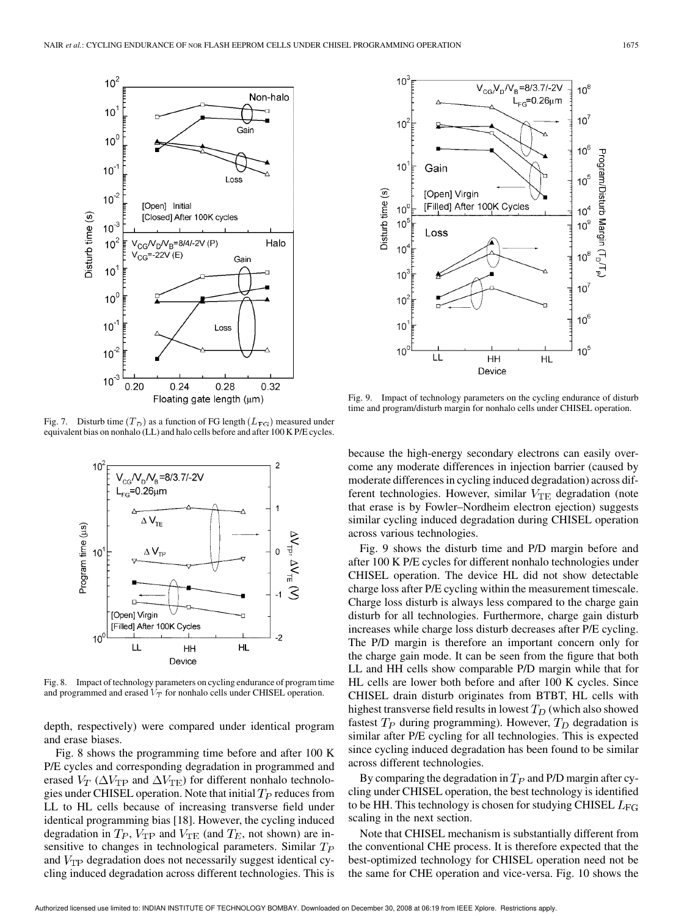Fig. 7. Disturb time ($T_D$) as a function of FG length ($L_{FG}$) measured under equivalent bias on nonhalo (LL) and halo cells before and after 100 K P/E cycles.

Fig. 8. Impact of technology parameters on cycling endurance of program time and programmed and erased $V_T$ for nonhalo cells under CHISEL operation.

Fig. 9. Impact of technology parameters on the cycling endurance of disturb time and program/disturb margin for nonhalo cells under CHISEL operation.

depth, respectively) were compared under identical program and erase biases.

Fig. 8 shows the programming time before and after 100 K P/E cycles and corresponding degradation in programmed and erased $V_T$ ($\Delta V_{TP}$ and $\Delta V_{TE}$) for different nonhalo technologies under CHISEL operation. Note that initial $T_P$ reduces from LL to HL cells because of increasing transverse field under identical programming bias [18]. However, the cycling induced degradation in $T_P$, $V_{TP}$ and $V_{TE}$ (and $T_E$, not shown) are insensitive to changes in technological parameters. Similar $T_P$ and $V_{TP}$ degradation does not necessarily suggest identical cycling induced degradation across different technologies. This is because the high-energy secondary electrons can easily overcome any moderate differences in injection barrier (caused by moderate differences in cycling induced degradation) across different technologies. However, similar $V_{TE}$ degradation (note that erase is by Fowler–Nordheim electron ejection) suggests similar cycling induced degradation during CHISEL operation across various technologies.

Fig. 9 shows the disturb time and P/D margin before and after 100 K P/E cycles for different nonhalo technologies under CHISEL operation. The device HL did not show detectable charge loss after P/E cycling within the measurement timescale. Charge loss disturb is always less compared to the charge gain disturb for all technologies. Furthermore, charge gain disturb increases while charge loss disturb decreases after P/E cycling. The P/D margin is therefore an important concern only for the charge gain mode. It can be seen from the figure that both LL and HH cells show comparable P/D margin while that for HL cells are lower both before and after 100 K cycles. Since CHISEL drain disturb originates from BTBT, HL cells with highest transverse field results in lowest $T_D$ (which also showed fastest $T_P$ during programming). However, $T_D$ degradation is similar after P/E cycling for all technologies. This is expected since cycling induced degradation has been found to be similar across different technologies.

By comparing the degradation in $T_P$ and P/D margin after cycling under CHISEL operation, the best technology is identified to be HH. This technology is chosen for studying CHISEL $L_{FG}$ scaling in the next section.

Note that CHISEL mechanism is substantially different from the conventional CHE process. It is therefore expected that the best-optimized technology for CHISEL operation need not be the same for CHE operation and vice-versa. Fig. 10 shows the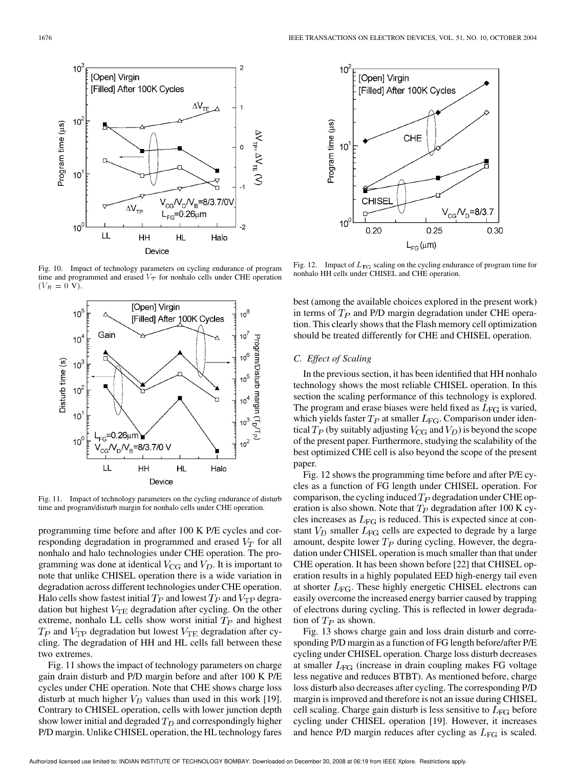Fig. 10. Impact of technology parameters on cycling endurance of program time and programmed and erased $V_T$ for nonhalo cells under CHE operation ($V_B = 0$ V).

Fig. 11. Impact of technology parameters on the cycling endurance of disturb time and program/disturb margin for nonhalo cells under CHE operation.

programming time before and after 100 K P/E cycles and corresponding degradation in programmed and erased $V_T$ for all nonhalo and halo technologies under CHE operation. The programming was done at identical $V_{\rm CG}$ and $V_D$. It is important to note that unlike CHISEL operation there is a wide variation in degradation across different technologies under CHE operation. Halo cells show fastest initial $T_P$ and lowest $T_P$ and $V_{\rm TP}$ degradation but highest $V_{\rm TE}$ degradation after cycling. On the other extreme, nonhalo LL cells show worst initial $T_P$ and highest $T_P$ and $V_{\rm TP}$ degradation but lowest $V_{\rm TE}$ degradation after cycling. The degradation of HH and HL cells fall between these two extremes.

Fig. 11 shows the impact of technology parameters on charge gain drain disturb and P/D margin before and after 100 K P/E cycles under CHE operation. Note that CHE shows charge loss disturb at much higher $V_D$ values than used in this work [19]. Contrary to CHISEL operation, cells with lower junction depth show lower initial and degraded $T_D$ and correspondingly higher P/D margin. Unlike CHISEL operation, the HL technology fares

Fig. 12. Impact of $L_{\rm FG}$ scaling on the cycling endurance of program time for nonhalo HH cells under CHISEL and CHE operation.

best (among the available choices explored in the present work) in terms of $T_P$ and P/D margin degradation under CHE operation. This clearly shows that the Flash memory cell optimization should be treated differently for CHE and CHISEL operation.

### C. Effect of Scaling

In the previous section, it has been identified that HH nonhalo technology shows the most reliable CHISEL operation. In this section the scaling performance of this technology is explored. The program and erase biases were held fixed as $L_{\rm FG}$ is varied, which yields faster $T_P$ at smaller $L_{\rm FG}$. Comparison under identical $T_P$ (by suitably adjusting $V_{\rm CG}$ and $V_D$) is beyond the scope of the present paper. Furthermore, studying the scalability of the best optimized CHE cell is also beyond the scope of the present paper.

Fig. 12 shows the programming time before and after P/E cycles as a function of FG length under CHISEL operation. For comparison, the cycling induced $T_P$ degradation under CHE operation is also shown. Note that $T_P$ degradation after 100 K cycles increases as $L_{\rm FG}$ is reduced. This is expected since at constant $V_D$ smaller $L_{\rm FG}$ cells are expected to degrade by a large amount, despite lower $T_P$ during cycling. However, the degradation under CHISEL operation is much smaller than that under CHE operation. It has been shown before [22] that CHISEL operation results in a highly populated EED high-energy tail even at shorter $L_{\rm FG}$. These highly energetic CHISEL electrons can easily overcome the increased energy barrier caused by trapping of electrons during cycling. This is reflected in lower degradation of $T_P$ as shown.

Fig. 13 shows charge gain and loss drain disturb and corresponding P/D margin as a function of FG length before/after P/E cycling under CHISEL operation. Charge loss disturb decreases at smaller $L_{\rm FG}$ (increase in drain coupling makes FG voltage less negative and reduces BTBT). As mentioned before, charge loss disturb also decreases after cycling. The corresponding P/D margin is improved and therefore is not an issue during CHISEL cell scaling. Charge gain disturb is less sensitive to $L_{\rm FG}$ before cycling under CHISEL operation [19]. However, it increases and hence P/D margin reduces after cycling as $L_{\rm FG}$ is scaled.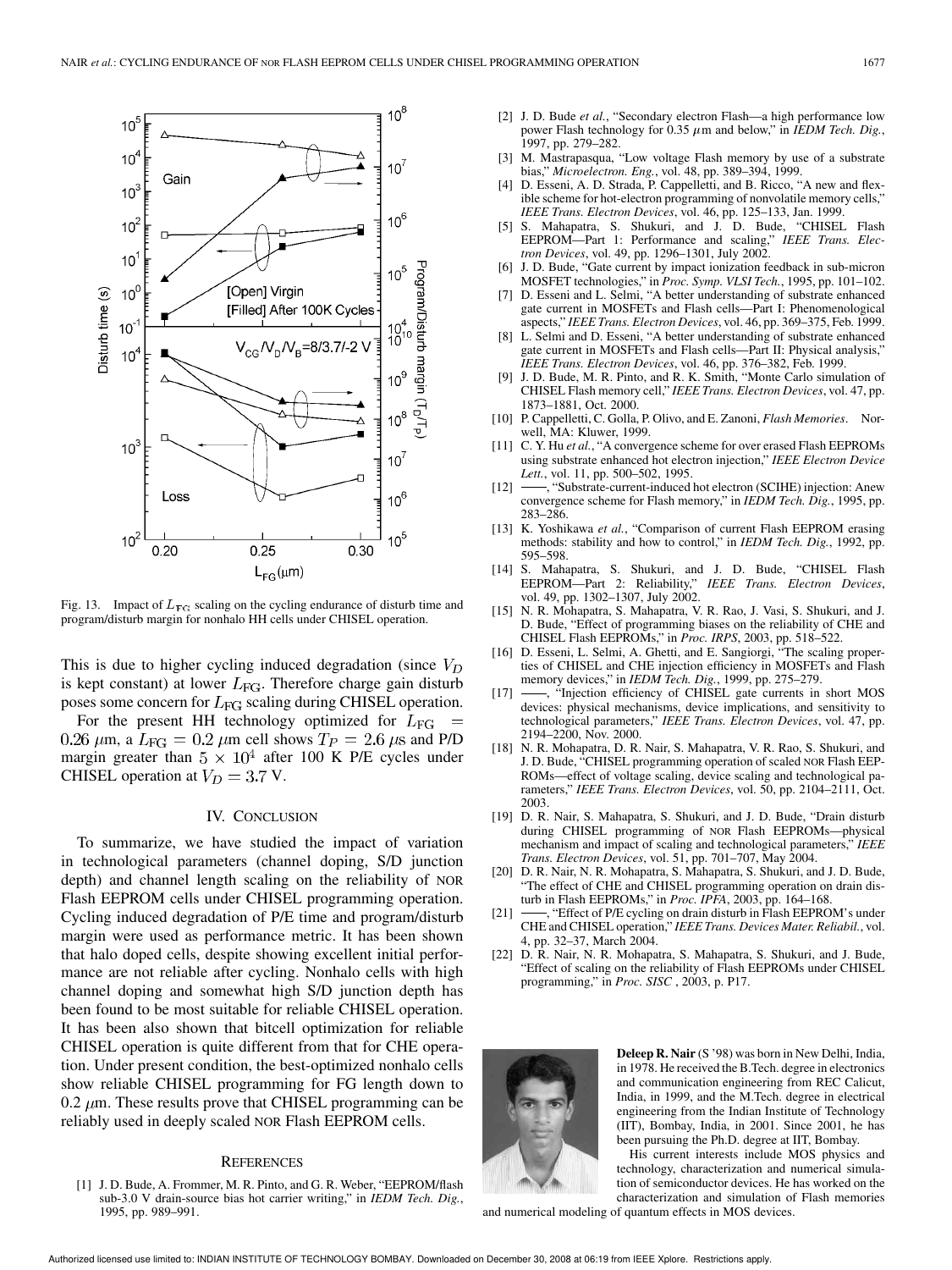Fig. 13. Impact of $L_{FG}$ scaling on the cycling endurance of disturb time and program/disturb margin for nonhalo HH cells under CHISEL operation.

This is due to higher cycling induced degradation (since $V_D$ is kept constant) at lower $L_{FG}$. Therefore charge gain disturb poses some concern for $L_{FG}$ scaling during CHISEL operation.

For the present HH technology optimized for $L_{FG} = 0.26$ μm, a $L_{FG} = 0.2$ μm cell shows $T_P = 2.6$ μs and P/D margin greater than $5 \times 10^4$ after 100 K P/E cycles under CHISEL operation at $V_D = 3.7$ V.

## IV. Conclusion

To summarize, we have studied the impact of variation in technological parameters (channel doping, S/D junction depth) and channel length scaling on the reliability of NOR Flash EEPROM cells under CHISEL programming operation. Cycling induced degradation of P/E time and program/disturb margin were used as performance metric. It has been shown that halo doped cells, despite showing excellent initial performance are not reliable after cycling. Nonhalo cells with high channel doping and somewhat high S/D junction depth has been found to be most suitable for reliable CHISEL operation. It has been also shown that bitcell optimization for reliable CHISEL operation is quite different from that for CHE operation. Under present condition, the best-optimized nonhalo cells show reliable CHISEL programming for FG length down to 0.2 μm. These results prove that CHISEL programming can be reliably used in deeply scaled NOR Flash EEPROM cells.

## References

[1] J. D. Bude, A. Frommer, M. R. Pinto, and G. R. Weber, "EEPROM/flash sub-3.0 V drain-source bias hot carrier writing," in *IEDM Tech. Dig.*, 1995, pp. 989–991.

[2] J. D. Bude *et al.*, "Secondary electron Flash—a high performance low power Flash technology for 0.35 μm and below," in *IEDM Tech. Dig.*, 1997, pp. 279–282.

[3] M. Mastrapasqua, "Low voltage Flash memory by use of a substrate bias," *Microelectron. Eng.*, vol. 48, pp. 389–394, 1999.

[4] D. Esseni, A. D. Strada, P. Cappelletti, and B. Ricco, "A new and flexible scheme for hot-electron programming of nonvolatile memory cells," *IEEE Trans. Electron Devices*, vol. 46, pp. 125–133, Jan. 1999.

[5] S. Mahapatra, S. Shukuri, and J. D. Bude, "CHISEL Flash EEPROM—Part 1: Performance and scaling," *IEEE Trans. Electron Devices*, vol. 49, pp. 1296–1301, July 2002.

[6] J. D. Bude, "Gate current by impact ionization feedback in sub-micron MOSFET technologies," in *Proc. Symp. VLSI Tech.*, 1995, pp. 101–102.

[7] D. Esseni and L. Selmi, "A better understanding of substrate enhanced gate current in MOSFETs and Flash cells—Part I: Phenomenological aspects," *IEEE Trans. Electron Devices*, vol. 46, pp. 369–375, Feb. 1999.

[8] L. Selmi and D. Esseni, "A better understanding of substrate enhanced gate current in MOSFETs and Flash cells—Part II: Physical analysis," *IEEE Trans. Electron Devices*, vol. 46, pp. 376–382, Feb. 1999.

[9] J. D. Bude, M. R. Pinto, and R. K. Smith, "Monte Carlo simulation of CHISEL Flash memory cell," *IEEE Trans. Electron Devices*, vol. 47, pp. 1873–1881, Oct. 2000.

[10] P. Cappelletti, C. Golla, P. Olivo, and E. Zanoni, *Flash Memories*. Norwell, MA: Kluwer, 1999.

[11] C. Y. Hu *et al.*, "A convergence scheme for over erased Flash EEPROMs using substrate enhanced hot electron injection," *IEEE Electron Device Lett.*, vol. 11, pp. 500–502, 1995.

[12] ——, "Substrate-current-induced hot electron (SCIHE) injection: Anew convergence scheme for Flash memory," in *IEDM Tech. Dig.*, 1995, pp. 283–286.

[13] K. Yoshikawa *et al.*, "Comparison of current Flash EEPROM erasing methods: stability and how to control," in *IEDM Tech. Dig.*, 1992, pp. 595–598.

[14] S. Mahapatra, S. Shukuri, and J. D. Bude, "CHISEL Flash EEPROM—Part 2: Reliability," *IEEE Trans. Electron Devices*, vol. 49, pp. 1302–1307, July 2002.

[15] N. R. Mohapatra, S. Mahapatra, V. R. Rao, J. Vasi, S. Shukuri, and J. D. Bude, "Effect of programming biases on the reliability of CHE and CHISEL Flash EEPROMs," in *Proc. IRPS*, 2003, pp. 518–522.

[16] D. Esseni, L. Selmi, A. Ghetti, and E. Sangiorgi, "The scaling properties of CHISEL and CHE injection efficiency in MOSFETs and Flash memory devices," in *IEDM Tech. Dig.*, 1999, pp. 275–279.

[17] ——, "Injection efficiency of CHISEL gate currents in short MOS devices: physical mechanisms, device implications, and sensitivity to technological parameters," *IEEE Trans. Electron Devices*, vol. 47, pp. 2194–2200, Nov. 2000.

[18] N. R. Mohapatra, D. R. Nair, S. Mahapatra, V. R. Rao, S. Shukuri, and J. D. Bude, "CHISEL programming operation of scaled NOR Flash EEPROMs—effect of voltage scaling, device scaling and technological parameters," *IEEE Trans. Electron Devices*, vol. 50, pp. 2104–2111, Oct. 2003.

[19] D. R. Nair, S. Mahapatra, S. Shukuri, and J. D. Bude, "Drain disturb during CHISEL programming of NOR Flash EEPROMs—physical mechanism and impact of scaling and technological parameters," *IEEE Trans. Electron Devices*, vol. 51, pp. 701–707, May 2004.

[20] D. R. Nair, N. R. Mohapatra, S. Mahapatra, S. Shukuri, and J. D. Bude, "The effect of CHE and CHISEL programming operation on drain disturb in Flash EEPROMs," in *Proc. IPFA*, 2003, pp. 164–168.

[21] ——, "Effect of P/E cycling on drain disturb in Flash EEPROM's under CHE and CHISEL operation," *IEEE Trans. Devices Mater. Reliabil.*, vol. 4, pp. 32–37, March 2004.

[22] D. R. Nair, N. R. Mohapatra, S. Mahapatra, S. Shukuri, and J. D. Bude, "Effect of scaling on the reliability of Flash EEPROMs under CHISEL programming," in *Proc. SISC* , 2003, p. P17.

**Deleep R. Nair** (S '98) was born in New Delhi, India, in 1978. He received the B.Tech. degree in electronics and communication engineering from REC Calicut, India, in 1999, and the M.Tech. degree in electrical engineering from the Indian Institute of Technology (IIT), Bombay, India, in 2001. Since 2001, he has been pursuing the Ph.D. degree at IIT, Bombay.

His current interests include MOS physics and technology, characterization and numerical simulation of semiconductor devices. He has worked on the characterization and simulation of Flash memories and numerical modeling of quantum effects in MOS devices.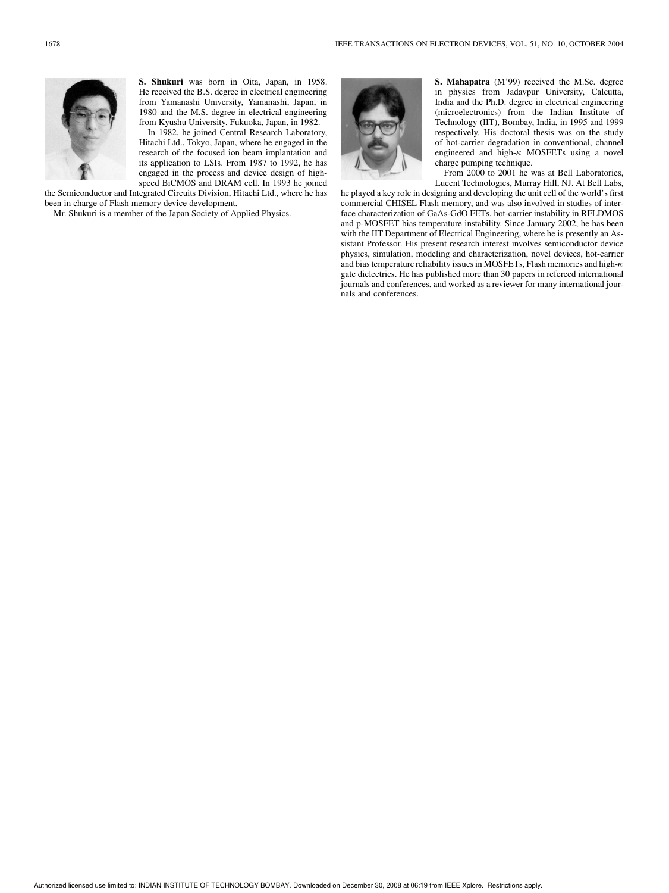**S. Shukuri** was born in Oita, Japan, in 1958. He received the B.S. degree in electrical engineering from Yamanashi University, Yamanashi, Japan, in 1980 and the M.S. degree in electrical engineering from Kyushu University, Fukuoka, Japan, in 1982.

In 1982, he joined Central Research Laboratory, Hitachi Ltd., Tokyo, Japan, where he engaged in the research of the focused ion beam implantation and its application to LSIs. From 1987 to 1992, he has engaged in the process and device design of high-speed BiCMOS and DRAM cell. In 1993 he joined the Semiconductor and Integrated Circuits Division, Hitachi Ltd., where he has been in charge of Flash memory device development.

Mr. Shukuri is a member of the Japan Society of Applied Physics.

**S. Mahapatra** (M'99) received the M.Sc. degree in physics from Jadavpur University, Calcutta, India and the Ph.D. degree in electrical engineering (microelectronics) from the Indian Institute of Technology (IIT), Bombay, India, in 1995 and 1999 respectively. His doctoral thesis was on the study of hot-carrier degradation in conventional, channel engineered and high-$\kappa$ MOSFETs using a novel charge pumping technique.

From 2000 to 2001 he was at Bell Laboratories, Lucent Technologies, Murray Hill, NJ. At Bell Labs, he played a key role in designing and developing the unit cell of the world's first commercial CHISEL Flash memory, and was also involved in studies of interface characterization of GaAs-GdO FETs, hot-carrier instability in RFLDMOS and p-MOSFET bias temperature instability. Since January 2002, he has been with the IIT Department of Electrical Engineering, where he is presently an Assistant Professor. His present research interest involves semiconductor device physics, simulation, modeling and characterization, novel devices, hot-carrier and bias temperature reliability issues in MOSFETs, Flash memories and high-$\kappa$ gate dielectrics. He has published more than 30 papers in refereed international journals and conferences, and worked as a reviewer for many international journals and conferences.